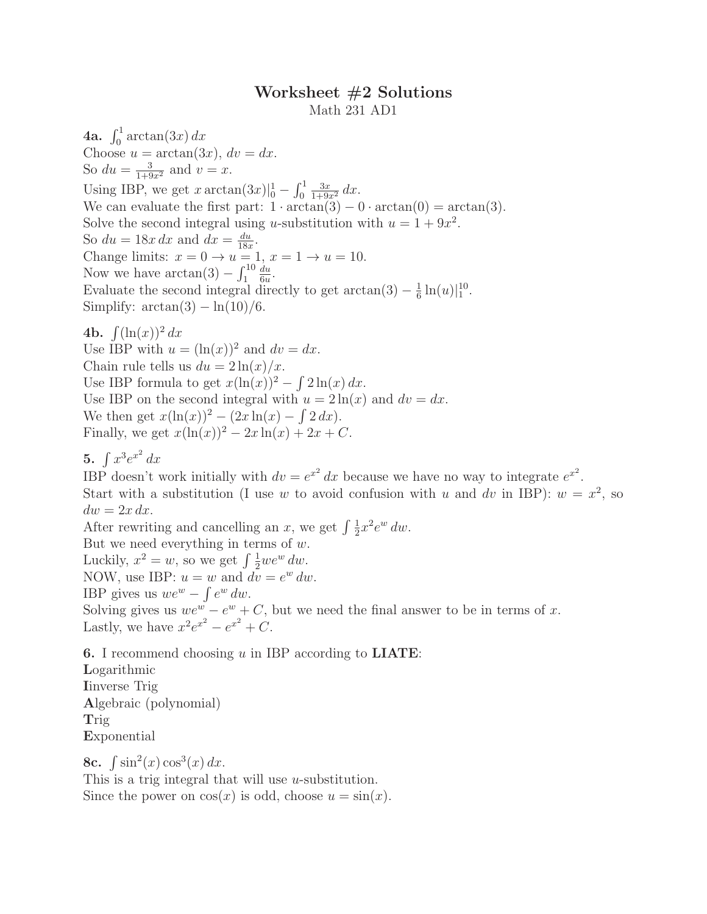# Worksheet #2 Solutions

Math 231 AD1

**4a.** $\int_0^1 \arctan(3x)\,dx$
Choose $u = \arctan(3x)$, $dv = dx$.
So $du = \frac{3}{1+9x^2}$ and $v = x$.
Using IBP, we get $x\arctan(3x)|_0^1 - \int_0^1 \frac{3x}{1+9x^2}\,dx$.
We can evaluate the first part: $1 \cdot \arctan(3) - 0 \cdot \arctan(0) = \arctan(3)$.
Solve the second integral using $u$-substitution with $u = 1 + 9x^2$.
So $du = 18x\,dx$ and $dx = \frac{du}{18x}$.
Change limits: $x = 0 \to u = 1$, $x = 1 \to u = 10$.
Now we have $\arctan(3) - \int_1^{10} \frac{du}{6u}$.
Evaluate the second integral directly to get $\arctan(3) - \frac{1}{6}\ln(u)|_1^{10}$.
Simplify: $\arctan(3) - \ln(10)/6$.

**4b.** $\int (\ln(x))^2\,dx$
Use IBP with $u = (\ln(x))^2$ and $dv = dx$.
Chain rule tells us $du = 2\ln(x)/x$.
Use IBP formula to get $x(\ln(x))^2 - \int 2\ln(x)\,dx$.
Use IBP on the second integral with $u = 2\ln(x)$ and $dv = dx$.
We then get $x(\ln(x))^2 - (2x\ln(x) - \int 2\,dx)$.
Finally, we get $x(\ln(x))^2 - 2x\ln(x) + 2x + C$.

**5.** $\int x^3 e^{x^2}\,dx$
IBP doesn't work initially with $dv = e^{x^2}\,dx$ because we have no way to integrate $e^{x^2}$.
Start with a substitution (I use $w$ to avoid confusion with $u$ and $dv$ in IBP): $w = x^2$, so $dw = 2x\,dx$.
After rewriting and cancelling an $x$, we get $\int \frac{1}{2}x^2 e^w\,dw$.
But we need everything in terms of $w$.
Luckily, $x^2 = w$, so we get $\int \frac{1}{2}we^w\,dw$.
NOW, use IBP: $u = w$ and $dv = e^w\,dw$.
IBP gives us $we^w - \int e^w\,dw$.
Solving gives us $we^w - e^w + C$, but we need the final answer to be in terms of $x$.
Lastly, we have $x^2e^{x^2} - e^{x^2} + C$.

**6.** I recommend choosing $u$ in IBP according to **LIATE**:
**L**ogarithmic
**I**inverse Trig
**A**lgebraic (polynomial)
**T**rig
**E**xponential

**8c.** $\int \sin^2(x)\cos^3(x)\,dx$.
This is a trig integral that will use $u$-substitution.
Since the power on $\cos(x)$ is odd, choose $u = \sin(x)$.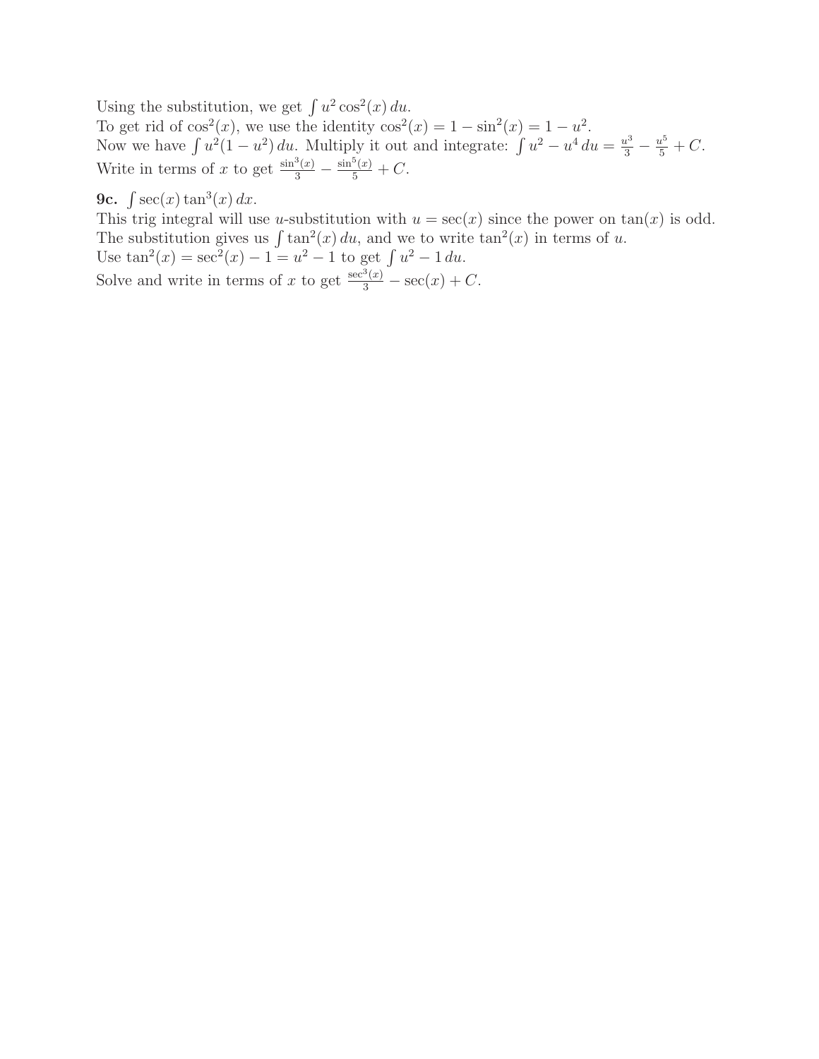Using the substitution, we get $\int u^2 \cos^2(x)\, du$.
To get rid of $\cos^2(x)$, we use the identity $\cos^2(x) = 1 - \sin^2(x) = 1 - u^2$.
Now we have $\int u^2(1-u^2)\, du$. Multiply it out and integrate: $\int u^2 - u^4\, du = \frac{u^3}{3} - \frac{u^5}{5} + C$.
Write in terms of $x$ to get $\frac{\sin^3(x)}{3} - \frac{\sin^5(x)}{5} + C$.

**9c.** $\int \sec(x)\tan^3(x)\, dx$.
This trig integral will use $u$-substitution with $u = \sec(x)$ since the power on $\tan(x)$ is odd.
The substitution gives us $\int \tan^2(x)\, du$, and we to write $\tan^2(x)$ in terms of $u$.
Use $\tan^2(x) = \sec^2(x) - 1 = u^2 - 1$ to get $\int u^2 - 1\, du$.
Solve and write in terms of $x$ to get $\frac{\sec^3(x)}{3} - \sec(x) + C$.